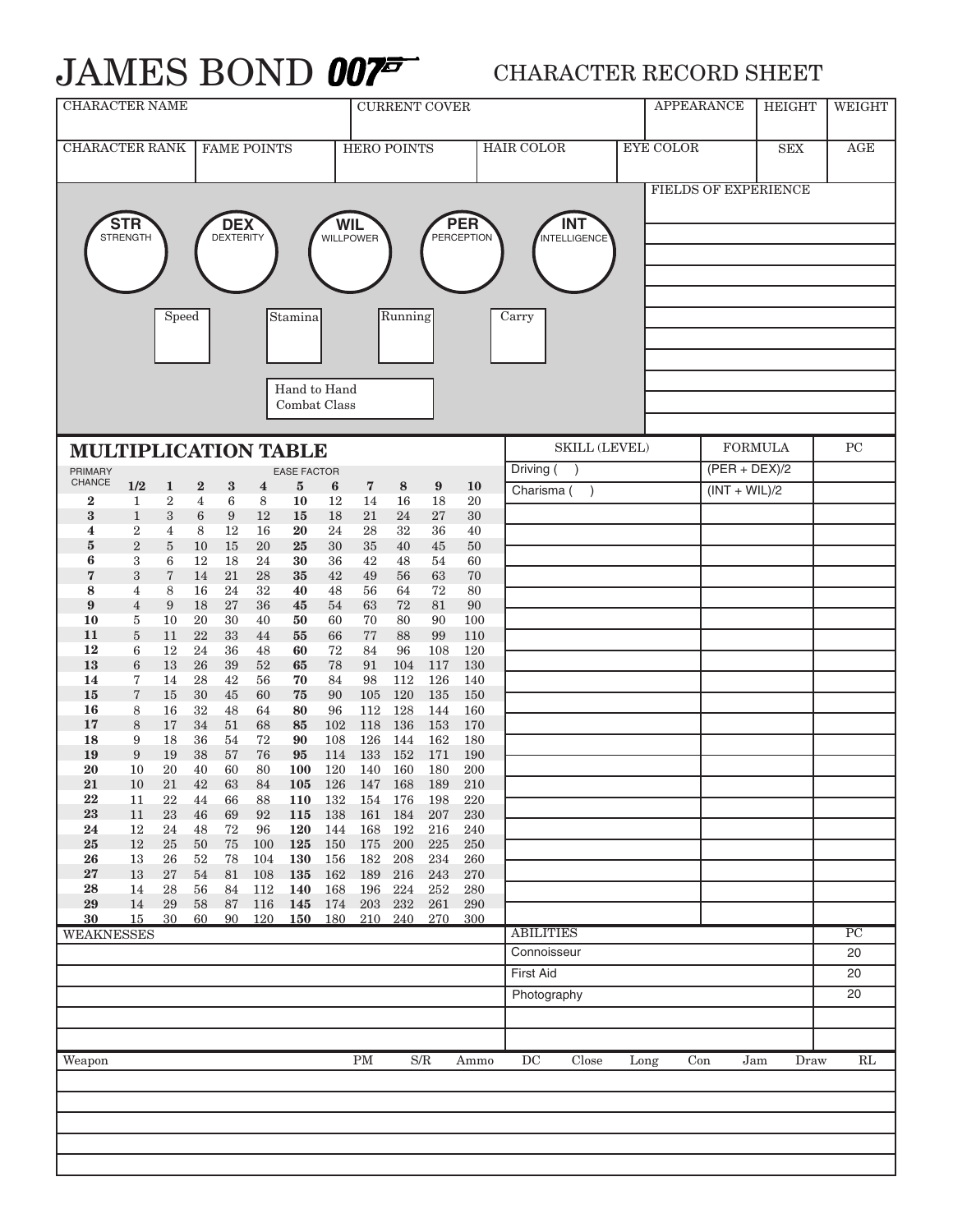# JAMES BOND 007

## CHARACTER RECORD SHEET

| CHARACTER NAME | | | CURRENT COVER | | APPEARANCE | HEIGHT | WEIGHT |
|---|---|---|---|---|---|---|---|
| | | | | | | | |
| CHARACTER RANK | FAME POINTS | HERO POINTS | | HAIR COLOR | EYE COLOR | SEX | AGE |
| | | | | | | | |

**STR** STRENGTH

**DEX** DEXTERITY

**WIL** WILLPOWER

**PER** PERCEPTION

**INT** INTELLIGENCE

Speed

Stamina

Running

Carry

Hand to Hand Combat Class

FIELDS OF EXPERIENCE

## MULTIPLICATION TABLE

| PRIMARY CHANCE | EASE FACTOR 1/2 | 1 | 2 | 3 | 4 | 5 | 6 | 7 | 8 | 9 | 10 |
|---|---|---|---|---|---|---|---|---|---|---|---|
| **2** | 1 | 2 | 4 | 6 | 8 | **10** | 12 | 14 | 16 | 18 | 20 |
| **3** | 1 | 3 | 6 | 9 | 12 | **15** | 18 | 21 | 24 | 27 | 30 |
| **4** | 2 | 4 | 8 | 12 | 16 | **20** | 24 | 28 | 32 | 36 | 40 |
| **5** | 2 | 5 | 10 | 15 | 20 | **25** | 30 | 35 | 40 | 45 | 50 |
| **6** | 3 | 6 | 12 | 18 | 24 | **30** | 36 | 42 | 48 | 54 | 60 |
| **7** | 3 | 7 | 14 | 21 | 28 | **35** | 42 | 49 | 56 | 63 | 70 |
| **8** | 4 | 8 | 16 | 24 | 32 | **40** | 48 | 56 | 64 | 72 | 80 |
| **9** | 4 | 9 | 18 | 27 | 36 | **45** | 54 | 63 | 72 | 81 | 90 |
| **10** | 5 | 10 | 20 | 30 | 40 | **50** | 60 | 70 | 80 | 90 | 100 |
| **11** | 5 | 11 | 22 | 33 | 44 | **55** | 66 | 77 | 88 | 99 | 110 |
| **12** | 6 | 12 | 24 | 36 | 48 | **60** | 72 | 84 | 96 | 108 | 120 |
| **13** | 6 | 13 | 26 | 39 | 52 | **65** | 78 | 91 | 104 | 117 | 130 |
| **14** | 7 | 14 | 28 | 42 | 56 | **70** | 84 | 98 | 112 | 126 | 140 |
| **15** | 7 | 15 | 30 | 45 | 60 | **75** | 90 | 105 | 120 | 135 | 150 |
| **16** | 8 | 16 | 32 | 48 | 64 | **80** | 96 | 112 | 128 | 144 | 160 |
| **17** | 8 | 17 | 34 | 51 | 68 | **85** | 102 | 118 | 136 | 153 | 170 |
| **18** | 9 | 18 | 36 | 54 | 72 | **90** | 108 | 126 | 144 | 162 | 180 |
| **19** | 9 | 19 | 38 | 57 | 76 | **95** | 114 | 133 | 152 | 171 | 190 |
| **20** | 10 | 20 | 40 | 60 | 80 | **100** | 120 | 140 | 160 | 180 | 200 |
| **21** | 10 | 21 | 42 | 63 | 84 | **105** | 126 | 147 | 168 | 189 | 210 |
| **22** | 11 | 22 | 44 | 66 | 88 | **110** | 132 | 154 | 176 | 198 | 220 |
| **23** | 11 | 23 | 46 | 69 | 92 | **115** | 138 | 161 | 184 | 207 | 230 |
| **24** | 12 | 24 | 48 | 72 | 96 | **120** | 144 | 168 | 192 | 216 | 240 |
| **25** | 12 | 25 | 50 | 75 | 100 | **125** | 150 | 175 | 200 | 225 | 250 |
| **26** | 13 | 26 | 52 | 78 | 104 | **130** | 156 | 182 | 208 | 234 | 260 |
| **27** | 13 | 27 | 54 | 81 | 108 | **135** | 162 | 189 | 216 | 243 | 270 |
| **28** | 14 | 28 | 56 | 84 | 112 | **140** | 168 | 196 | 224 | 252 | 280 |
| **29** | 14 | 29 | 58 | 87 | 116 | **145** | 174 | 203 | 232 | 261 | 290 |
| **30** | 15 | 30 | 60 | 90 | 120 | **150** | 180 | 210 | 240 | 270 | 300 |

| SKILL (LEVEL) | FORMULA | PC |
|---|---|---|
| Driving ( ) | (PER + DEX)/2 | |
| Charisma ( ) | (INT + WIL)/2 | |
| | | |

WEAKNESSES

| ABILITIES | PC |
|---|---|
| Connoisseur | 20 |
| First Aid | 20 |
| Photography | 20 |
| | |

| Weapon | PM | S/R | Ammo | DC | Close | Long | Con | Jam | Draw | RL |
|---|---|---|---|---|---|---|---|---|---|---|
| | | | | | | | | | | |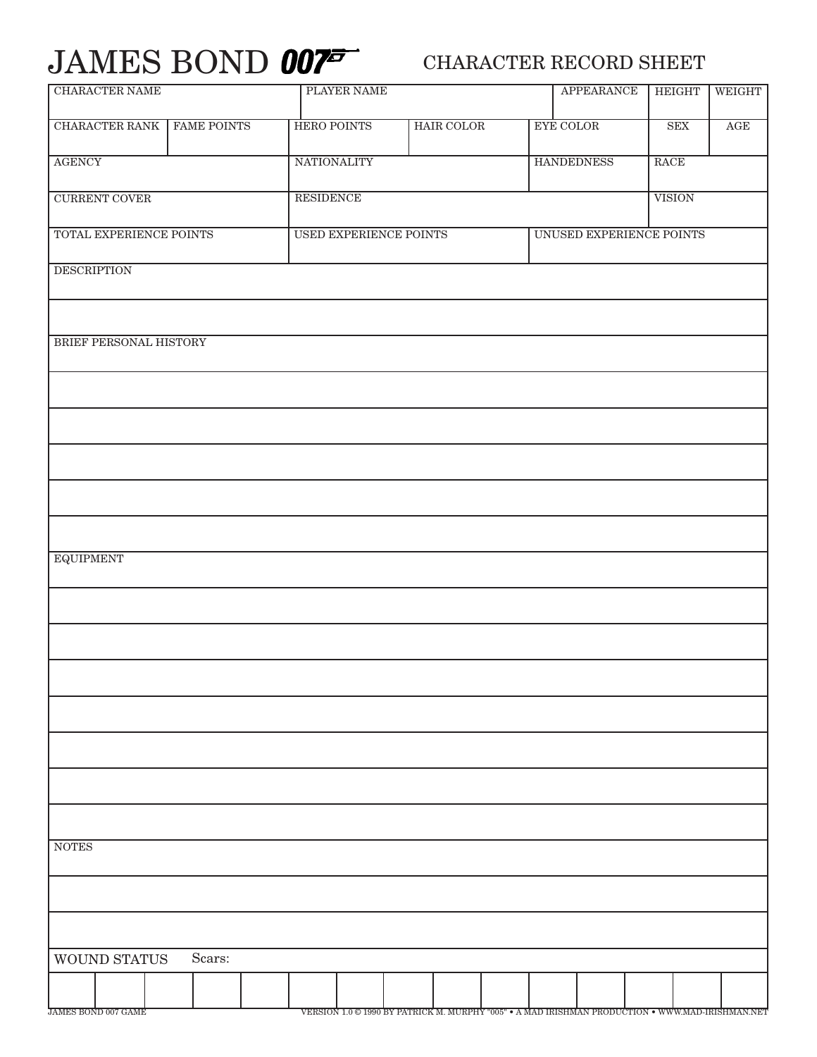# JAMES BOND 007

## CHARACTER RECORD SHEET

| CHARACTER NAME | | PLAYER NAME | | APPEARANCE | HEIGHT | WEIGHT |
|---|---|---|---|---|---|---|
| CHARACTER RANK | FAME POINTS | HERO POINTS | HAIR COLOR | EYE COLOR | SEX | AGE |
| AGENCY | | NATIONALITY | | HANDEDNESS | RACE | |
| CURRENT COVER | | RESIDENCE | | | VISION | |
| TOTAL EXPERIENCE POINTS | | USED EXPERIENCE POINTS | | UNUSED EXPERIENCE POINTS | | |

DESCRIPTION

BRIEF PERSONAL HISTORY

EQUIPMENT

NOTES

WOUND STATUS Scars:

| | | | | | | | | | | | | | | |
|---|---|---|---|---|---|---|---|---|---|---|---|---|---|---|
| | | | | | | | | | | | | | | |

JAMES BOND 007 GAME

VERSION 1.0 © 1990 BY PATRICK M. MURPHY "005" • A MAD IRISHMAN PRODUCTION • WWW.MAD-IRISHMAN.NET